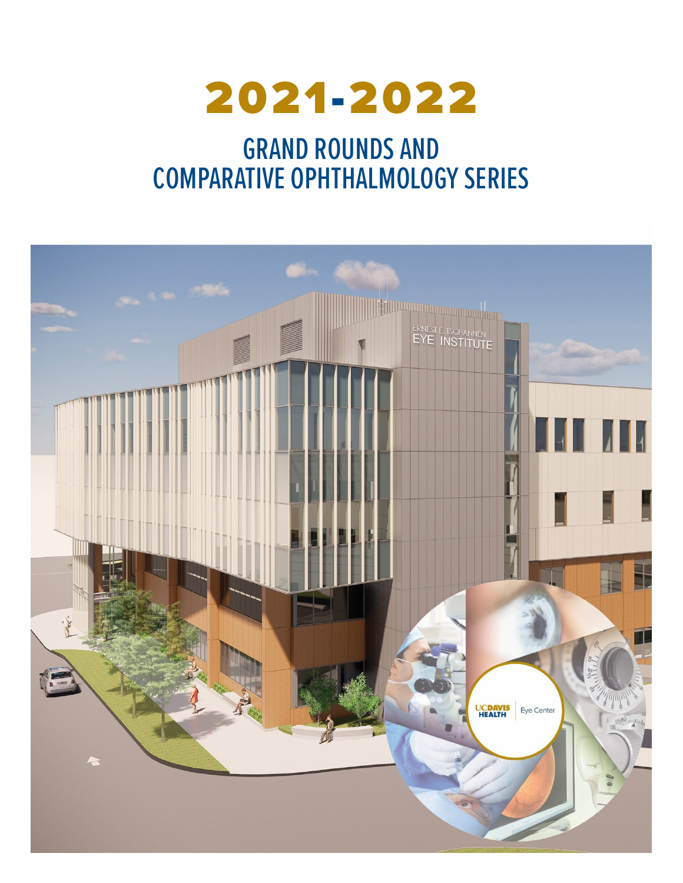# 2021-2022

## GRAND ROUNDS AND COMPARATIVE OPHTHALMOLOGY SERIES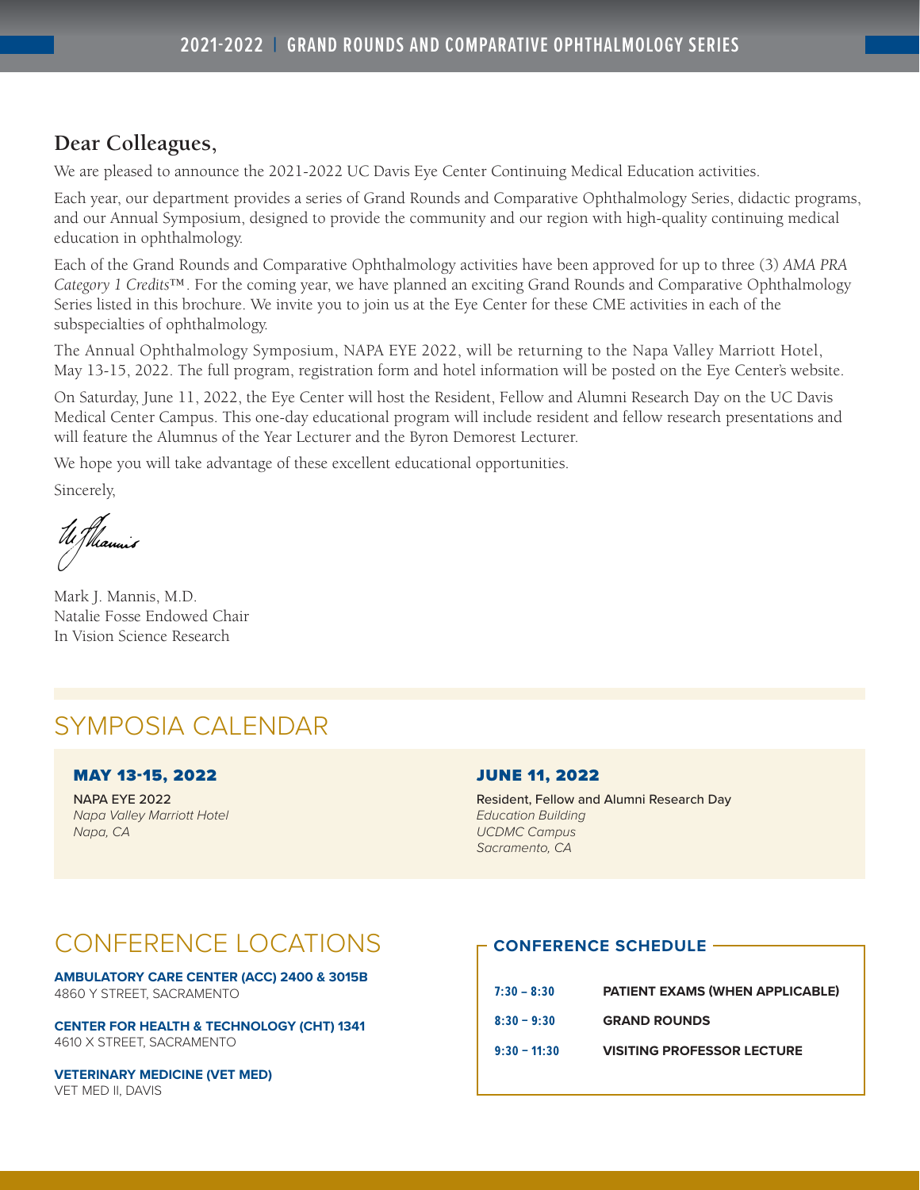## Dear Colleagues,

We are pleased to announce the 2021-2022 UC Davis Eye Center Continuing Medical Education activities.

Each year, our department provides a series of Grand Rounds and Comparative Ophthalmology Series, didactic programs, and our Annual Symposium, designed to provide the community and our region with high-quality continuing medical education in ophthalmology.

Each of the Grand Rounds and Comparative Ophthalmology activities have been approved for up to three (3) *AMA PRA Category 1 Credits*™. For the coming year, we have planned an exciting Grand Rounds and Comparative Ophthalmology Series listed in this brochure. We invite you to join us at the Eye Center for these CME activities in each of the subspecialties of ophthalmology.

The Annual Ophthalmology Symposium, NAPA EYE 2022, will be returning to the Napa Valley Marriott Hotel, May 13-15, 2022. The full program, registration form and hotel information will be posted on the Eye Center's website.

On Saturday, June 11, 2022, the Eye Center will host the Resident, Fellow and Alumni Research Day on the UC Davis Medical Center Campus. This one-day educational program will include resident and fellow research presentations and will feature the Alumnus of the Year Lecturer and the Byron Demorest Lecturer.

We hope you will take advantage of these excellent educational opportunities.

Sincerely,

Mark J. Mannis, M.D.
Natalie Fosse Endowed Chair
In Vision Science Research

# SYMPOSIA CALENDAR

### MAY 13-15, 2022

NAPA EYE 2022
*Napa Valley Marriott Hotel*
*Napa, CA*

### JUNE 11, 2022

Resident, Fellow and Alumni Research Day
*Education Building*
*UCDMC Campus*
*Sacramento, CA*

# CONFERENCE LOCATIONS

**AMBULATORY CARE CENTER (ACC) 2400 & 3015B**
4860 Y STREET, SACRAMENTO

**CENTER FOR HEALTH & TECHNOLOGY (CHT) 1341**
4610 X STREET, SACRAMENTO

**VETERINARY MEDICINE (VET MED)**
VET MED II, DAVIS

## CONFERENCE SCHEDULE

| | |
|---|---|
| **7:30 – 8:30** | **PATIENT EXAMS (WHEN APPLICABLE)** |
| **8:30 – 9:30** | **GRAND ROUNDS** |
| **9:30 – 11:30** | **VISITING PROFESSOR LECTURE** |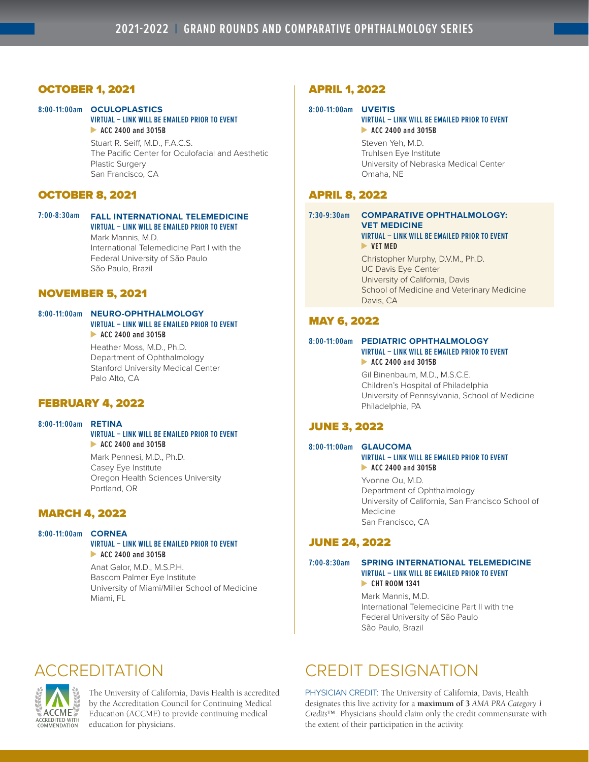# 2021-2022 | GRAND ROUNDS AND COMPARATIVE OPHTHALMOLOGY SERIES

## OCTOBER 1, 2021

**8:00-11:00am** **OCULOPLASTICS**
**VIRTUAL – LINK WILL BE EMAILED PRIOR TO EVENT**
▶ **ACC 2400 and 3015B**

Stuart R. Seiff, M.D., F.A.C.S.
The Pacific Center for Oculofacial and Aesthetic Plastic Surgery
San Francisco, CA

## OCTOBER 8, 2021

**7:00-8:30am** **FALL INTERNATIONAL TELEMEDICINE**
**VIRTUAL – LINK WILL BE EMAILED PRIOR TO EVENT**

Mark Mannis, M.D.
International Telemedicine Part I with the Federal University of São Paulo
São Paulo, Brazil

## NOVEMBER 5, 2021

**8:00-11:00am** **NEURO-OPHTHALMOLOGY**
**VIRTUAL – LINK WILL BE EMAILED PRIOR TO EVENT**
▶ **ACC 2400 and 3015B**

Heather Moss, M.D., Ph.D.
Department of Ophthalmology
Stanford University Medical Center
Palo Alto, CA

## FEBRUARY 4, 2022

**8:00-11:00am** **RETINA**
**VIRTUAL – LINK WILL BE EMAILED PRIOR TO EVENT**
▶ **ACC 2400 and 3015B**

Mark Pennesi, M.D., Ph.D.
Casey Eye Institute
Oregon Health Sciences University
Portland, OR

## MARCH 4, 2022

**8:00-11:00am** **CORNEA**
**VIRTUAL – LINK WILL BE EMAILED PRIOR TO EVENT**
▶ **ACC 2400 and 3015B**

Anat Galor, M.D., M.S.P.H.
Bascom Palmer Eye Institute
University of Miami/Miller School of Medicine
Miami, FL

## APRIL 1, 2022

**8:00-11:00am** **UVEITIS**
**VIRTUAL – LINK WILL BE EMAILED PRIOR TO EVENT**
▶ **ACC 2400 and 3015B**

Steven Yeh, M.D.
Truhlsen Eye Institute
University of Nebraska Medical Center
Omaha, NE

## APRIL 8, 2022

**7:30-9:30am** **COMPARATIVE OPHTHALMOLOGY: VET MEDICINE**
**VIRTUAL – LINK WILL BE EMAILED PRIOR TO EVENT**
▶ **VET MED**

Christopher Murphy, D.V.M., Ph.D.
UC Davis Eye Center
University of California, Davis
School of Medicine and Veterinary Medicine
Davis, CA

## MAY 6, 2022

**8:00-11:00am** **PEDIATRIC OPHTHALMOLOGY**
**VIRTUAL – LINK WILL BE EMAILED PRIOR TO EVENT**
▶ **ACC 2400 and 3015B**

Gil Binenbaum, M.D., M.S.C.E.
Children's Hospital of Philadelphia
University of Pennsylvania, School of Medicine
Philadelphia, PA

## JUNE 3, 2022

**8:00-11:00am** **GLAUCOMA**
**VIRTUAL – LINK WILL BE EMAILED PRIOR TO EVENT**
▶ **ACC 2400 and 3015B**

Yvonne Ou, M.D.
Department of Ophthalmology
University of California, San Francisco School of Medicine
San Francisco, CA

## JUNE 24, 2022

**7:00-8:30am** **SPRING INTERNATIONAL TELEMEDICINE**
**VIRTUAL – LINK WILL BE EMAILED PRIOR TO EVENT**
▶ **CHT ROOM 1341**

Mark Mannis, M.D.
International Telemedicine Part II with the Federal University of São Paulo
São Paulo, Brazil

# ACCREDITATION

ACCME ACCREDITED WITH COMMENDATION

The University of California, Davis Health is accredited by the Accreditation Council for Continuing Medical Education (ACCME) to provide continuing medical education for physicians.

# CREDIT DESIGNATION

PHYSICIAN CREDIT: The University of California, Davis, Health designates this live activity for a **maximum of 3** *AMA PRA Category 1 Credits*™. Physicians should claim only the credit commensurate with the extent of their participation in the activity.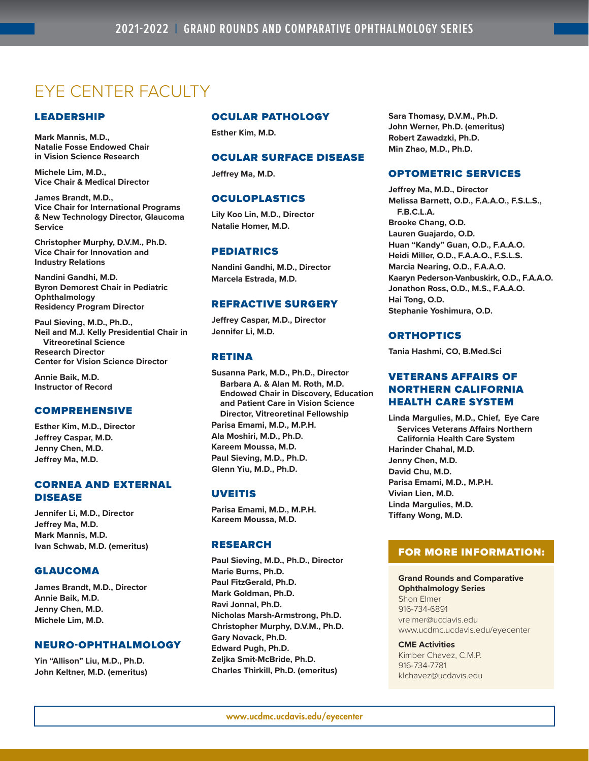# EYE CENTER FACULTY

## LEADERSHIP

**Mark Mannis, M.D.,**
**Natalie Fosse Endowed Chair in Vision Science Research**

**Michele Lim, M.D.,**
**Vice Chair & Medical Director**

**James Brandt, M.D.,**
**Vice Chair for International Programs & New Technology Director, Glaucoma Service**

**Christopher Murphy, D.V.M., Ph.D.**
**Vice Chair for Innovation and Industry Relations**

**Nandini Gandhi, M.D.**
**Byron Demorest Chair in Pediatric Ophthalmology**
**Residency Program Director**

**Paul Sieving, M.D., Ph.D.,**
**Neil and M.J. Kelly Presidential Chair in Vitreoretinal Science**
**Research Director**
**Center for Vision Science Director**

**Annie Baik, M.D.**
**Instructor of Record**

## COMPREHENSIVE

**Esther Kim, M.D., Director**
**Jeffrey Caspar, M.D.**
**Jenny Chen, M.D.**
**Jeffrey Ma, M.D.**

## CORNEA AND EXTERNAL DISEASE

**Jennifer Li, M.D., Director**
**Jeffrey Ma, M.D.**
**Mark Mannis, M.D.**
**Ivan Schwab, M.D. (emeritus)**

## GLAUCOMA

**James Brandt, M.D., Director**
**Annie Baik, M.D.**
**Jenny Chen, M.D.**
**Michele Lim, M.D.**

## NEURO-OPHTHALMOLOGY

**Yin "Allison" Liu, M.D., Ph.D.**
**John Keltner, M.D. (emeritus)**

## OCULAR PATHOLOGY

**Esther Kim, M.D.**

## OCULAR SURFACE DISEASE

**Jeffrey Ma, M.D.**

## OCULOPLASTICS

**Lily Koo Lin, M.D., Director**
**Natalie Homer, M.D.**

## PEDIATRICS

**Nandini Gandhi, M.D., Director**
**Marcela Estrada, M.D.**

## REFRACTIVE SURGERY

**Jeffrey Caspar, M.D., Director**
**Jennifer Li, M.D.**

## RETINA

**Susanna Park, M.D., Ph.D., Director**
**Barbara A. & Alan M. Roth, M.D. Endowed Chair in Discovery, Education and Patient Care in Vision Science**
**Director, Vitreoretinal Fellowship**
**Parisa Emami, M.D., M.P.H.**
**Ala Moshiri, M.D., Ph.D.**
**Kareem Moussa, M.D.**
**Paul Sieving, M.D., Ph.D.**
**Glenn Yiu, M.D., Ph.D.**

## UVEITIS

**Parisa Emami, M.D., M.P.H.**
**Kareem Moussa, M.D.**

## RESEARCH

**Paul Sieving, M.D., Ph.D., Director**
**Marie Burns, Ph.D.**
**Paul FitzGerald, Ph.D.**
**Mark Goldman, Ph.D.**
**Ravi Jonnal, Ph.D.**
**Nicholas Marsh-Armstrong, Ph.D.**
**Christopher Murphy, D.V.M., Ph.D.**
**Gary Novack, Ph.D.**
**Edward Pugh, Ph.D.**
**Zeljka Smit-McBride, Ph.D.**
**Charles Thirkill, Ph.D. (emeritus)**
**Sara Thomasy, D.V.M., Ph.D.**
**John Werner, Ph.D. (emeritus)**
**Robert Zawadzki, Ph.D.**
**Min Zhao, M.D., Ph.D.**

## OPTOMETRIC SERVICES

**Jeffrey Ma, M.D., Director**
**Melissa Barnett, O.D., F.A.A.O., F.S.L.S., F.B.C.L.A.**
**Brooke Chang, O.D.**
**Lauren Guajardo, O.D.**
**Huan "Kandy" Guan, O.D., F.A.A.O.**
**Heidi Miller, O.D., F.A.A.O., F.S.L.S.**
**Marcia Nearing, O.D., F.A.A.O.**
**Kaaryn Pederson-Vanbuskirk, O.D., F.A.A.O.**
**Jonathon Ross, O.D., M.S., F.A.A.O.**
**Hai Tong, O.D.**
**Stephanie Yoshimura, O.D.**

## ORTHOPTICS

**Tania Hashmi, CO, B.Med.Sci**

## VETERANS AFFAIRS OF NORTHERN CALIFORNIA HEALTH CARE SYSTEM

**Linda Margulies, M.D., Chief, Eye Care Services Veterans Affairs Northern California Health Care System**
**Harinder Chahal, M.D.**
**Jenny Chen, M.D.**
**David Chu, M.D.**
**Parisa Emami, M.D., M.P.H.**
**Vivian Lien, M.D.**
**Linda Margulies, M.D.**
**Tiffany Wong, M.D.**

## FOR MORE INFORMATION:

**Grand Rounds and Comparative Ophthalmology Series**
Shon Elmer
916-734-6891
vrelmer@ucdavis.edu
www.ucdmc.ucdavis.edu/eyecenter

**CME Activities**
Kimber Chavez, C.M.P.
916-734-7781
klchavez@ucdavis.edu

www.ucdmc.ucdavis.edu/eyecenter